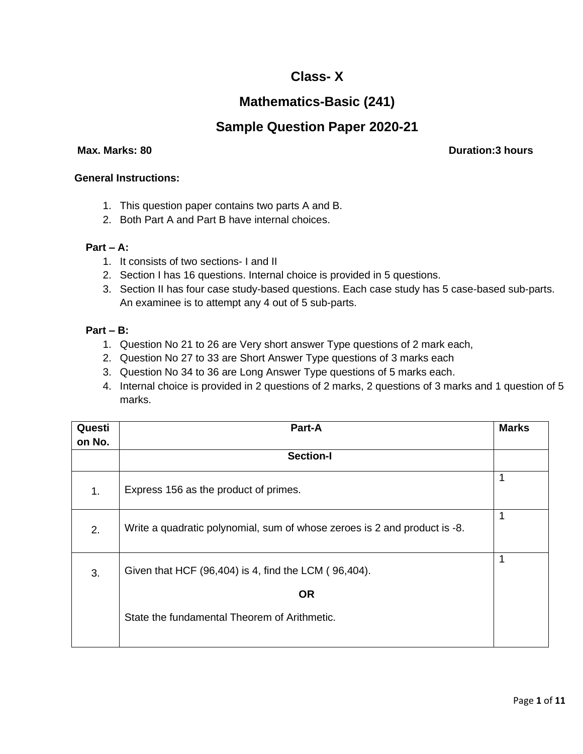# Class- X

## Mathematics-Basic (241)

## Sample Question Paper 2020-21

**Max. Marks: 80** **Duration:3 hours**

**General Instructions:**

1. This question paper contains two parts A and B.
2. Both Part A and Part B have internal choices.

**Part – A:**

1. It consists of two sections- I and II
2. Section I has 16 questions. Internal choice is provided in 5 questions.
3. Section II has four case study-based questions. Each case study has 5 case-based sub-parts. An examinee is to attempt any 4 out of 5 sub-parts.

**Part – B:**

1. Question No 21 to 26 are Very short answer Type questions of 2 mark each,
2. Question No 27 to 33 are Short Answer Type questions of 3 marks each
3. Question No 34 to 36 are Long Answer Type questions of 5 marks each.
4. Internal choice is provided in 2 questions of 2 marks, 2 questions of 3 marks and 1 question of 5 marks.

| Question No. | Part-A | Marks |
|---|---|---|
| | **Section-I** | |
| 1. | Express 156 as the product of primes. | 1 |
| 2. | Write a quadratic polynomial, sum of whose zeroes is 2 and product is -8. | 1 |
| 3. | Given that HCF (96,404) is 4, find the LCM ( 96,404).<br><br>**OR**<br><br>State the fundamental Theorem of Arithmetic. | 1 |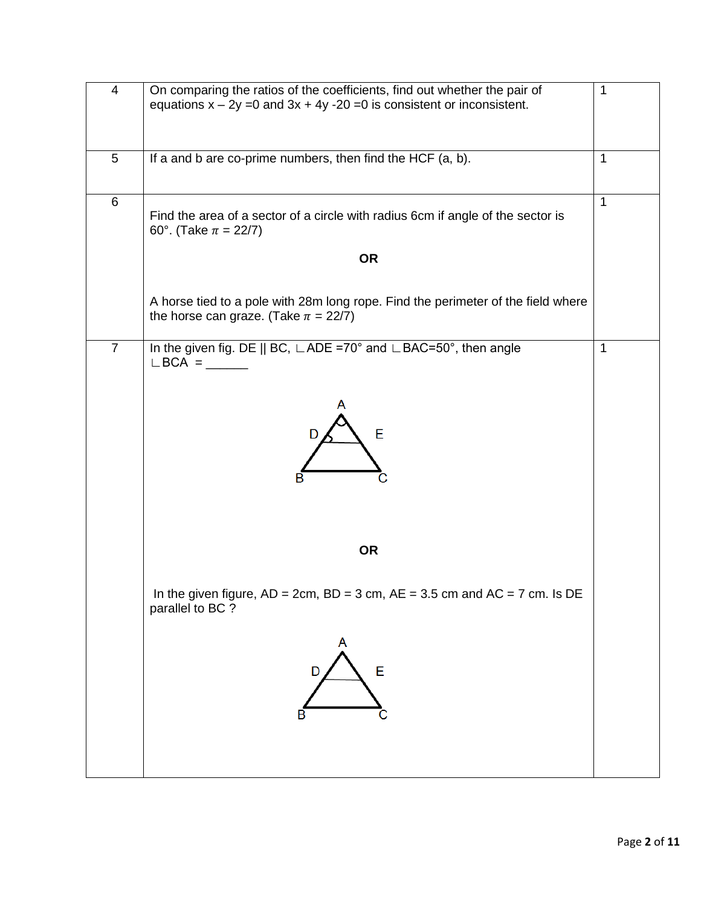| | | |
|---|---|---|
| 4 | On comparing the ratios of the coefficients, find out whether the pair of equations $x - 2y = 0$ and $3x + 4y - 20 = 0$ is consistent or inconsistent. | 1 |
| 5 | If a and b are co-prime numbers, then find the HCF (a, b). | 1 |
| 6 | Find the area of a sector of a circle with radius 6cm if angle of the sector is 60°. (Take $\pi$ = 22/7)<br><br>**OR**<br><br>A horse tied to a pole with 28m long rope. Find the perimeter of the field where the horse can graze. (Take $\pi$ = 22/7) | 1 |
| 7 | In the given fig. DE \|\| BC, ∟ADE =70° and ∟BAC=50°, then angle ∟BCA = ______<br><br>**OR**<br><br>In the given figure, AD = 2cm, BD = 3 cm, AE = 3.5 cm and AC = 7 cm. Is DE parallel to BC ? | 1 |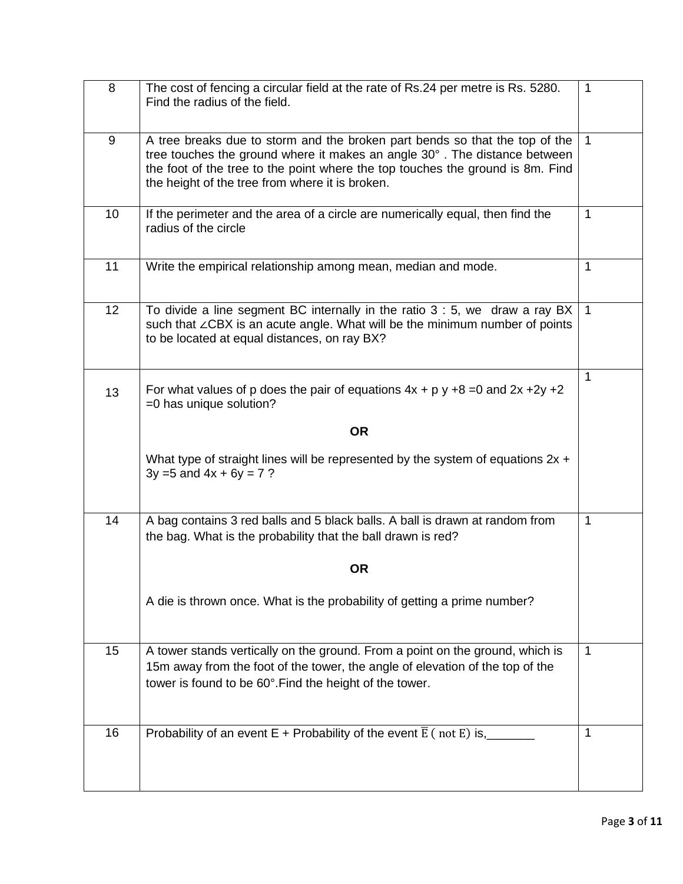| | | |
|---|---|---|
| 8 | The cost of fencing a circular field at the rate of Rs.24 per metre is Rs. 5280. Find the radius of the field. | 1 |
| 9 | A tree breaks due to storm and the broken part bends so that the top of the tree touches the ground where it makes an angle 30° . The distance between the foot of the tree to the point where the top touches the ground is 8m. Find the height of the tree from where it is broken. | 1 |
| 10 | If the perimeter and the area of a circle are numerically equal, then find the radius of the circle | 1 |
| 11 | Write the empirical relationship among mean, median and mode. | 1 |
| 12 | To divide a line segment BC internally in the ratio 3 : 5, we draw a ray BX such that ∠CBX is an acute angle. What will be the minimum number of points to be located at equal distances, on ray BX? | 1 |
| 13 | For what values of p does the pair of equations $4x + p y + 8 = 0$ and $2x + 2y + 2 = 0$ has unique solution?<br><br>**OR**<br><br>What type of straight lines will be represented by the system of equations $2x + 3y = 5$ and $4x + 6y = 7$ ? | 1 |
| 14 | A bag contains 3 red balls and 5 black balls. A ball is drawn at random from the bag. What is the probability that the ball drawn is red?<br><br>**OR**<br><br>A die is thrown once. What is the probability of getting a prime number? | 1 |
| 15 | A tower stands vertically on the ground. From a point on the ground, which is 15m away from the foot of the tower, the angle of elevation of the top of the tower is found to be 60°.Find the height of the tower. | 1 |
| 16 | Probability of an event E + Probability of the event $\overline{E}$ ( not E) is,_______ | 1 |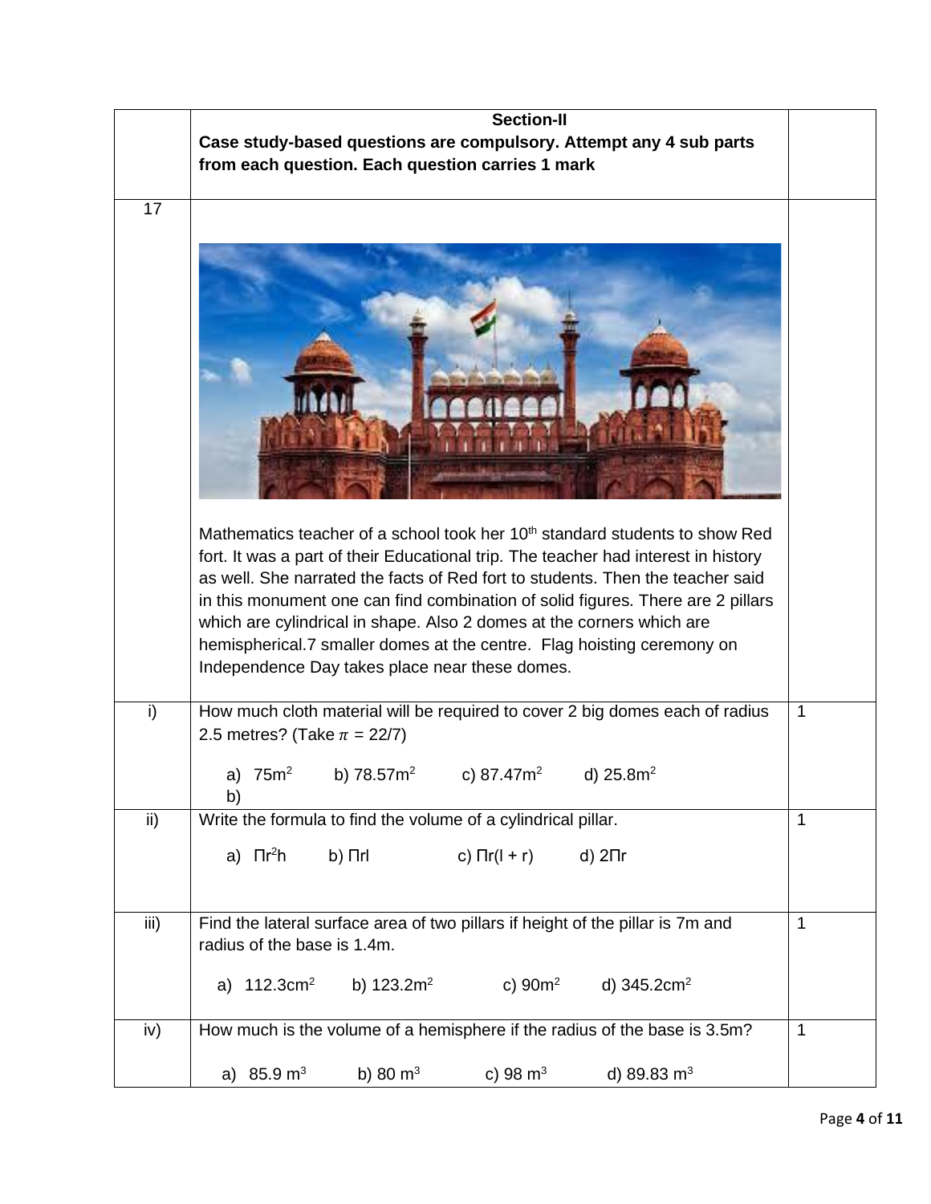## Section-II

**Case study-based questions are compulsory. Attempt any 4 sub parts from each question. Each question carries 1 mark**

**17**

Mathematics teacher of a school took her 10th standard students to show Red fort. It was a part of their Educational trip. The teacher had interest in history as well. She narrated the facts of Red fort to students. Then the teacher said in this monument one can find combination of solid figures. There are 2 pillars which are cylindrical in shape. Also 2 domes at the corners which are hemispherical.7 smaller domes at the centre. Flag hoisting ceremony on Independence Day takes place near these domes.

i) How much cloth material will be required to cover 2 big domes each of radius 2.5 metres? (Take $\pi$ = 22/7) — **1**

a) $75m^2$  b) $78.57m^2$  c) $87.47m^2$  d) $25.8m^2$

b)

ii) Write the formula to find the volume of a cylindrical pillar. — **1**

a) $\Pi r^2 h$  b) $\Pi rl$  c) $\Pi r(l + r)$  d) $2\Pi r$

iii) Find the lateral surface area of two pillars if height of the pillar is 7m and radius of the base is 1.4m. — **1**

a) $112.3cm^2$  b) $123.2m^2$  c) $90m^2$  d) $345.2cm^2$

iv) How much is the volume of a hemisphere if the radius of the base is 3.5m? — **1**

a) $85.9\ m^3$  b) $80\ m^3$  c) $98\ m^3$  d) $89.83\ m^3$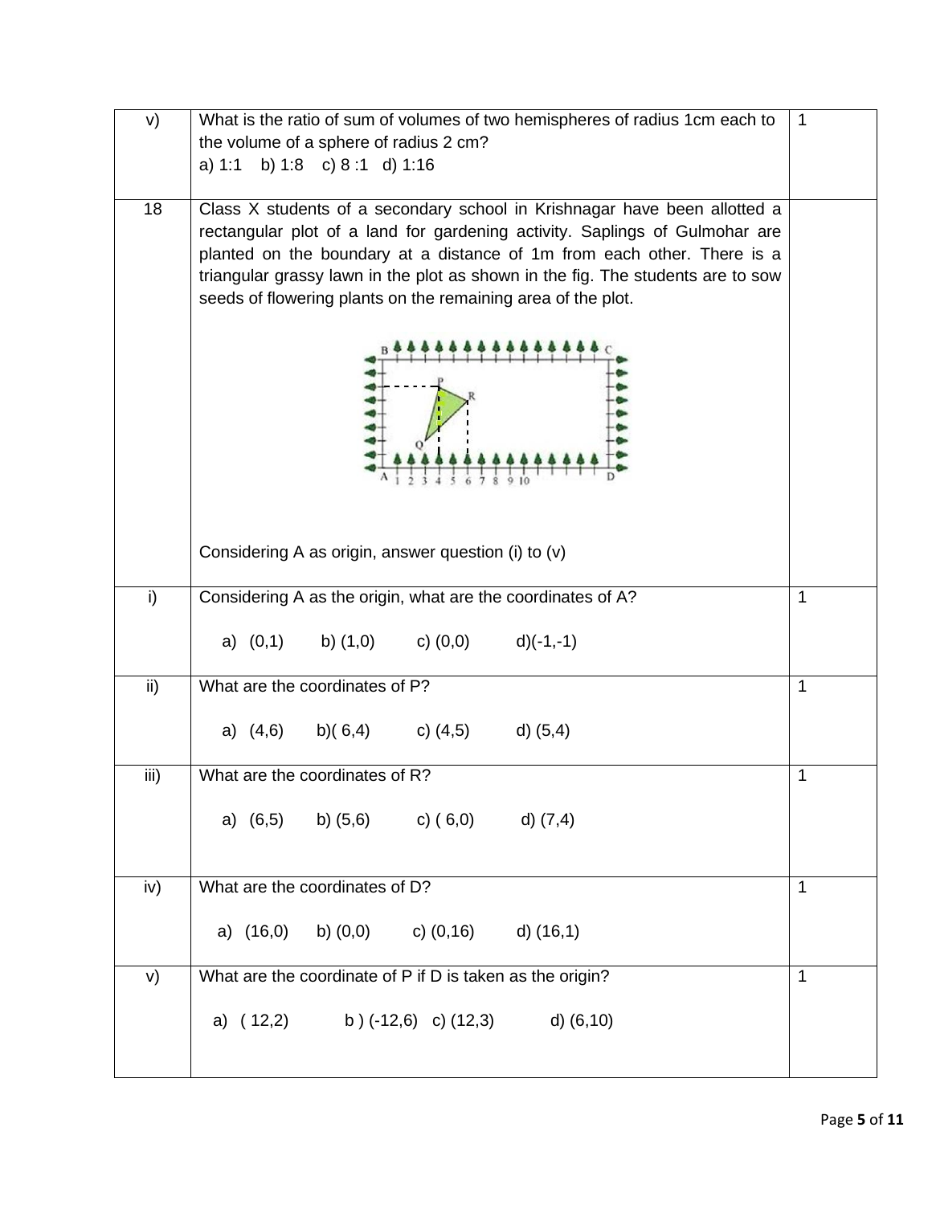| | | |
|---|---|---|
| v) | What is the ratio of sum of volumes of two hemispheres of radius 1cm each to the volume of a sphere of radius 2 cm?<br>a) 1:1 b) 1:8 c) 8 :1 d) 1:16 | 1 |
| 18 | Class X students of a secondary school in Krishnagar have been allotted a rectangular plot of a land for gardening activity. Saplings of Gulmohar are planted on the boundary at a distance of 1m from each other. There is a triangular grassy lawn in the plot as shown in the fig. The students are to sow seeds of flowering plants on the remaining area of the plot.<br><br>Considering A as origin, answer question (i) to (v) | |
| i) | Considering A as the origin, what are the coordinates of A?<br>a) (0,1) b) (1,0) c) (0,0) d)(-1,-1) | 1 |
| ii) | What are the coordinates of P?<br>a) (4,6) b)( 6,4) c) (4,5) d) (5,4) | 1 |
| iii) | What are the coordinates of R?<br>a) (6,5) b) (5,6) c) ( 6,0) d) (7,4) | 1 |
| iv) | What are the coordinates of D?<br>a) (16,0) b) (0,0) c) (0,16) d) (16,1) | 1 |
| v) | What are the coordinate of P if D is taken as the origin?<br>a) ( 12,2) b ) (-12,6) c) (12,3) d) (6,10) | 1 |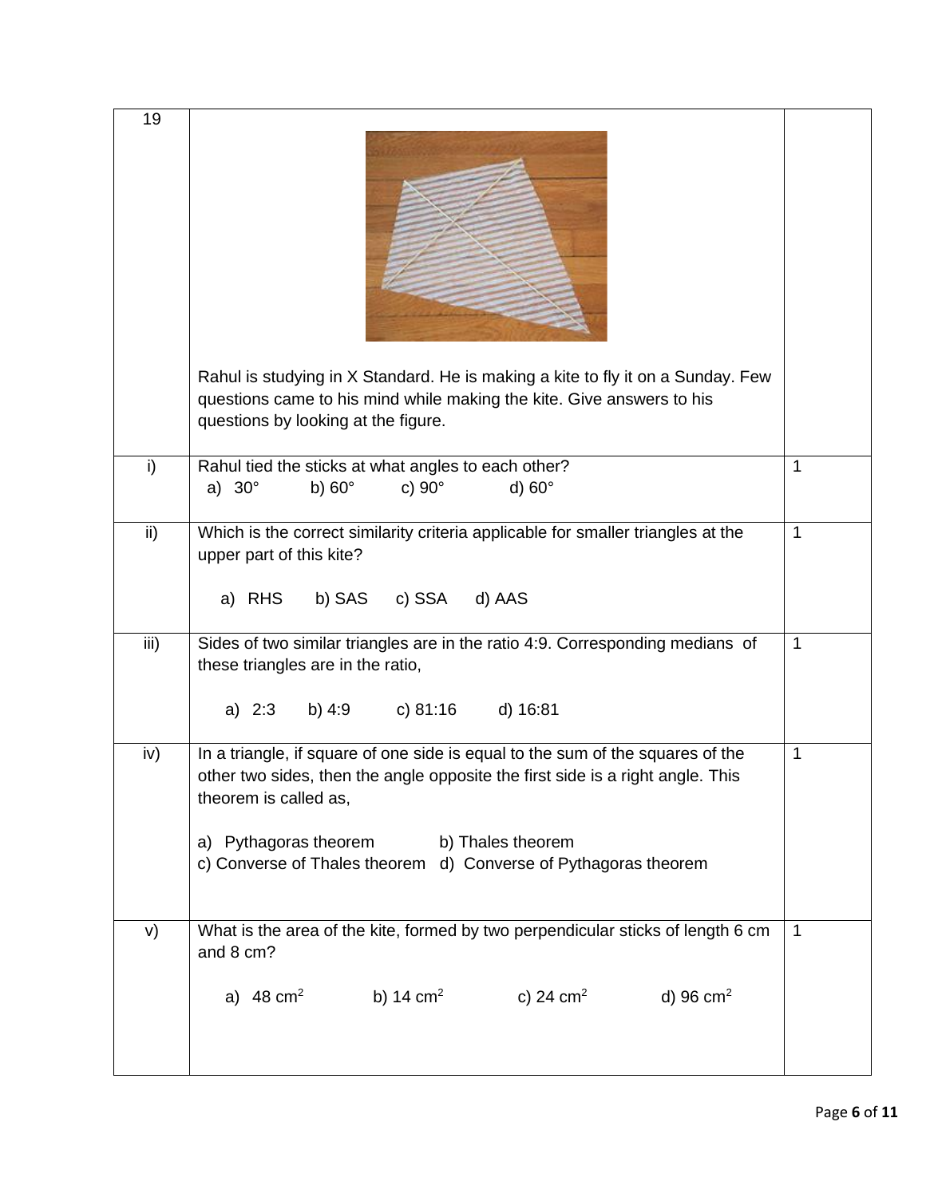| 19 | Rahul is studying in X Standard. He is making a kite to fly it on a Sunday. Few questions came to his mind while making the kite. Give answers to his questions by looking at the figure. | |
|---|---|---|
| i) | Rahul tied the sticks at what angles to each other?<br>a) 30° b) 60° c) 90° d) 60° | 1 |
| ii) | Which is the correct similarity criteria applicable for smaller triangles at the upper part of this kite?<br>a) RHS b) SAS c) SSA d) AAS | 1 |
| iii) | Sides of two similar triangles are in the ratio 4:9. Corresponding medians of these triangles are in the ratio,<br>a) 2:3 b) 4:9 c) 81:16 d) 16:81 | 1 |
| iv) | In a triangle, if square of one side is equal to the sum of the squares of the other two sides, then the angle opposite the first side is a right angle. This theorem is called as,<br>a) Pythagoras theorem b) Thales theorem<br>c) Converse of Thales theorem d) Converse of Pythagoras theorem | 1 |
| v) | What is the area of the kite, formed by two perpendicular sticks of length 6 cm and 8 cm?<br>a) 48 $cm^2$ b) 14 $cm^2$ c) 24 $cm^2$ d) 96 $cm^2$ | 1 |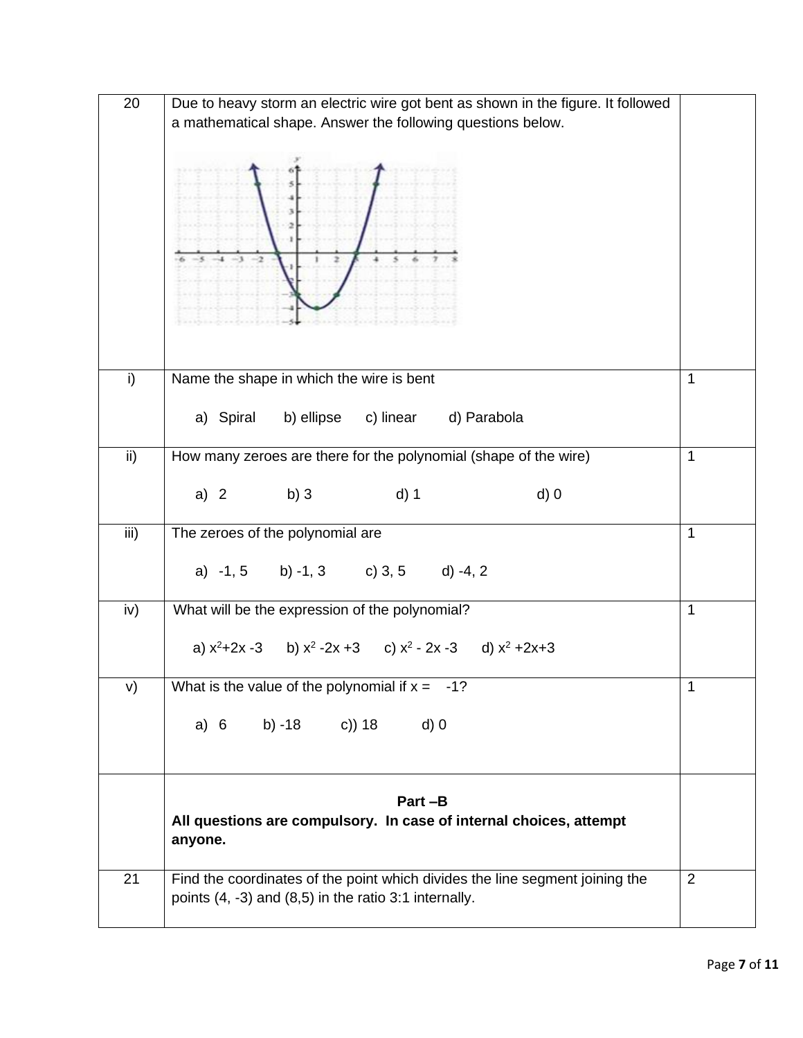| | | |
|---|---|---|
| 20 | Due to heavy storm an electric wire got bent as shown in the figure. It followed a mathematical shape. Answer the following questions below. | |
| i) | Name the shape in which the wire is bent<br><br>a) Spiral b) ellipse c) linear d) Parabola | 1 |
| ii) | How many zeroes are there for the polynomial (shape of the wire)<br><br>a) 2 b) 3 d) 1 d) 0 | 1 |
| iii) | The zeroes of the polynomial are<br><br>a) -1, 5 b) -1, 3 c) 3, 5 d) -4, 2 | 1 |
| iv) | What will be the expression of the polynomial?<br><br>a) $x^2+2x-3$ b) $x^2-2x+3$ c) $x^2-2x-3$ d) $x^2+2x+3$ | 1 |
| v) | What is the value of the polynomial if x = -1?<br><br>a) 6 b) -18 c)) 18 d) 0 | 1 |
| | **Part –B**<br>**All questions are compulsory. In case of internal choices, attempt anyone.** | |
| 21 | Find the coordinates of the point which divides the line segment joining the points (4, -3) and (8,5) in the ratio 3:1 internally. | 2 |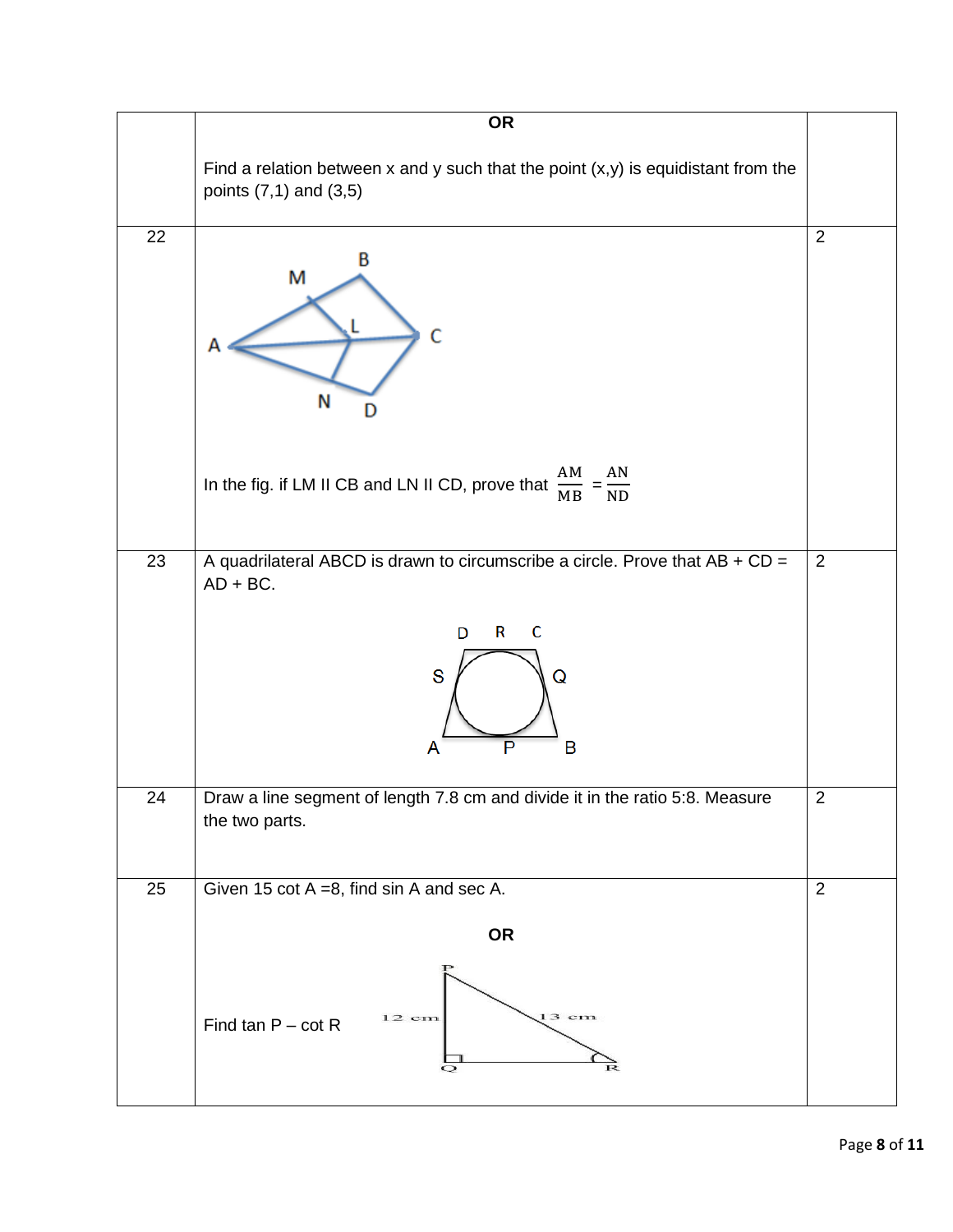| | | |
|---|---|---|
| | **OR**<br><br>Find a relation between x and y such that the point (x,y) is equidistant from the points (7,1) and (3,5) | |
| 22 | In the fig. if LM II CB and LN II CD, prove that $\frac{AM}{MB} = \frac{AN}{ND}$ | 2 |
| 23 | A quadrilateral ABCD is drawn to circumscribe a circle. Prove that AB + CD = AD + BC. | 2 |
| 24 | Draw a line segment of length 7.8 cm and divide it in the ratio 5:8. Measure the two parts. | 2 |
| 25 | Given 15 cot A =8, find sin A and sec A.<br><br>**OR**<br><br>Find tan P – cot R | 2 |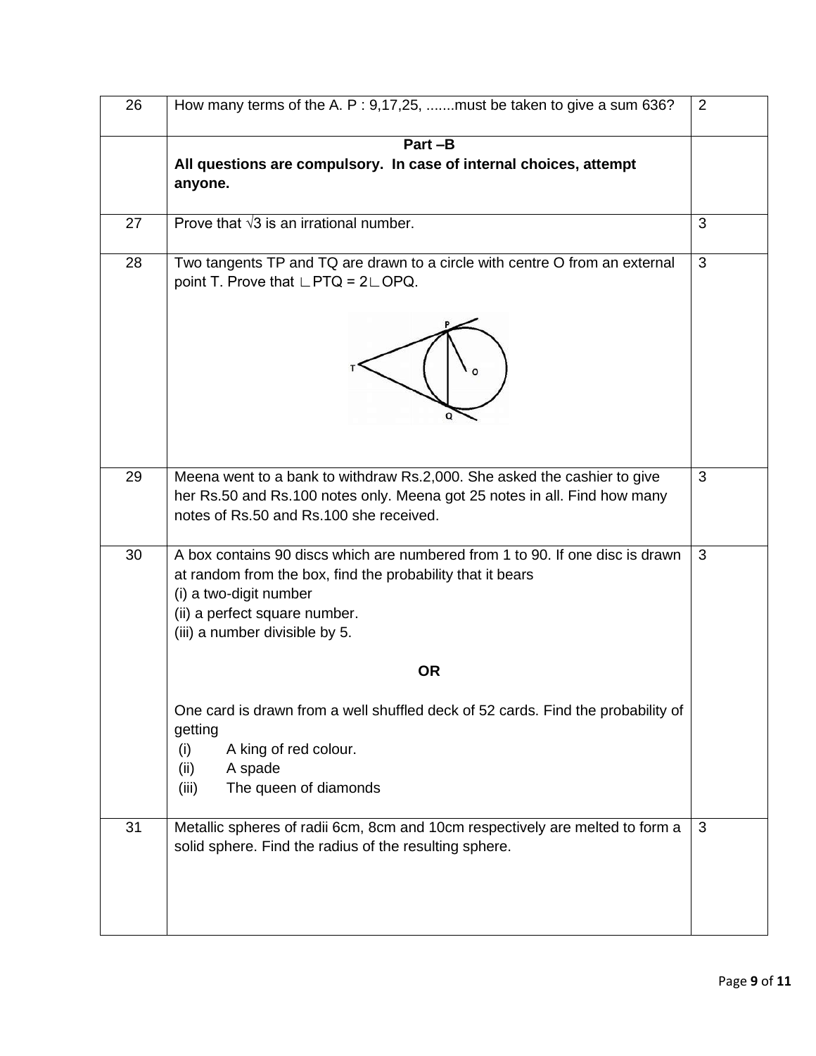| | | |
|---|---|---|
| 26 | How many terms of the A. P : 9,17,25, .......must be taken to give a sum 636? | 2 |
| | **Part –B**<br>**All questions are compulsory. In case of internal choices, attempt anyone.** | |
| 27 | Prove that $\sqrt{3}$ is an irrational number. | 3 |
| 28 | Two tangents TP and TQ are drawn to a circle with centre O from an external point T. Prove that $\angle PTQ = 2\angle OPQ$. | 3 |
| 29 | Meena went to a bank to withdraw Rs.2,000. She asked the cashier to give her Rs.50 and Rs.100 notes only. Meena got 25 notes in all. Find how many notes of Rs.50 and Rs.100 she received. | 3 |
| 30 | A box contains 90 discs which are numbered from 1 to 90. If one disc is drawn at random from the box, find the probability that it bears<br>(i) a two-digit number<br>(ii) a perfect square number.<br>(iii) a number divisible by 5.<br><br>**OR**<br><br>One card is drawn from a well shuffled deck of 52 cards. Find the probability of getting<br>(i) A king of red colour.<br>(ii) A spade<br>(iii) The queen of diamonds | 3 |
| 31 | Metallic spheres of radii 6cm, 8cm and 10cm respectively are melted to form a solid sphere. Find the radius of the resulting sphere. | 3 |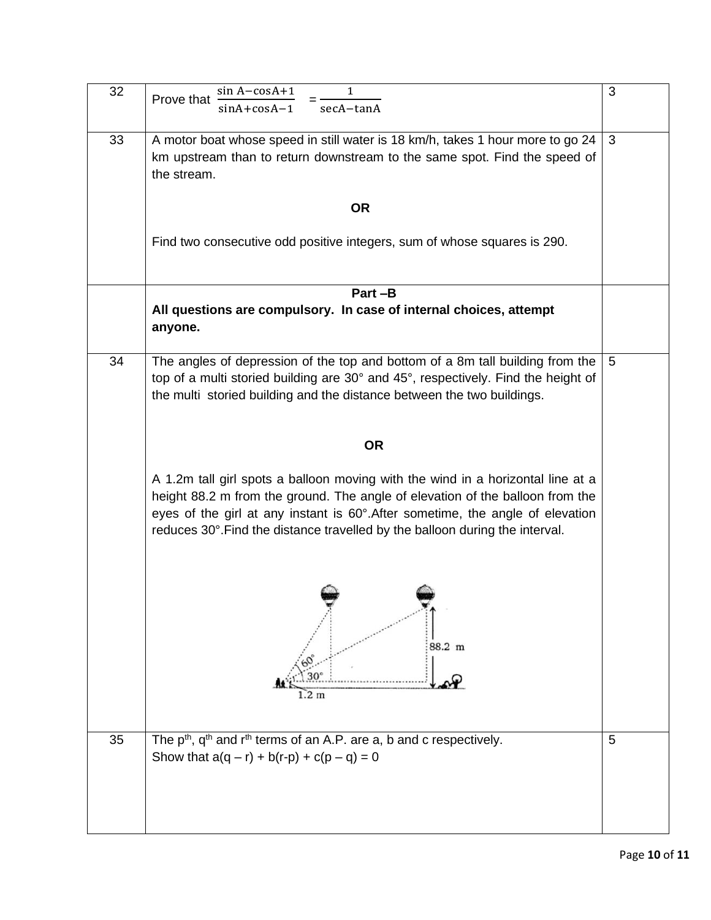| | | |
|---|---|---|
| 32 | Prove that $\frac{\sin A - \cos A + 1}{\sin A + \cos A - 1} = \frac{1}{\sec A - \tan A}$ | 3 |
| 33 | A motor boat whose speed in still water is 18 km/h, takes 1 hour more to go 24 km upstream than to return downstream to the same spot. Find the speed of the stream.<br><br>**OR**<br><br>Find two consecutive odd positive integers, sum of whose squares is 290. | 3 |
| | **Part –B**<br>**All questions are compulsory. In case of internal choices, attempt anyone.** | |
| 34 | The angles of depression of the top and bottom of a 8m tall building from the top of a multi storied building are 30° and 45°, respectively. Find the height of the multi storied building and the distance between the two buildings.<br><br>**OR**<br><br>A 1.2m tall girl spots a balloon moving with the wind in a horizontal line at a height 88.2 m from the ground. The angle of elevation of the balloon from the eyes of the girl at any instant is 60°.After sometime, the angle of elevation reduces 30°.Find the distance travelled by the balloon during the interval. | 5 |
| 35 | The $p^{th}$, $q^{th}$ and $r^{th}$ terms of an A.P. are a, b and c respectively.<br>Show that $a(q - r) + b(r - p) + c(p - q) = 0$ | 5 |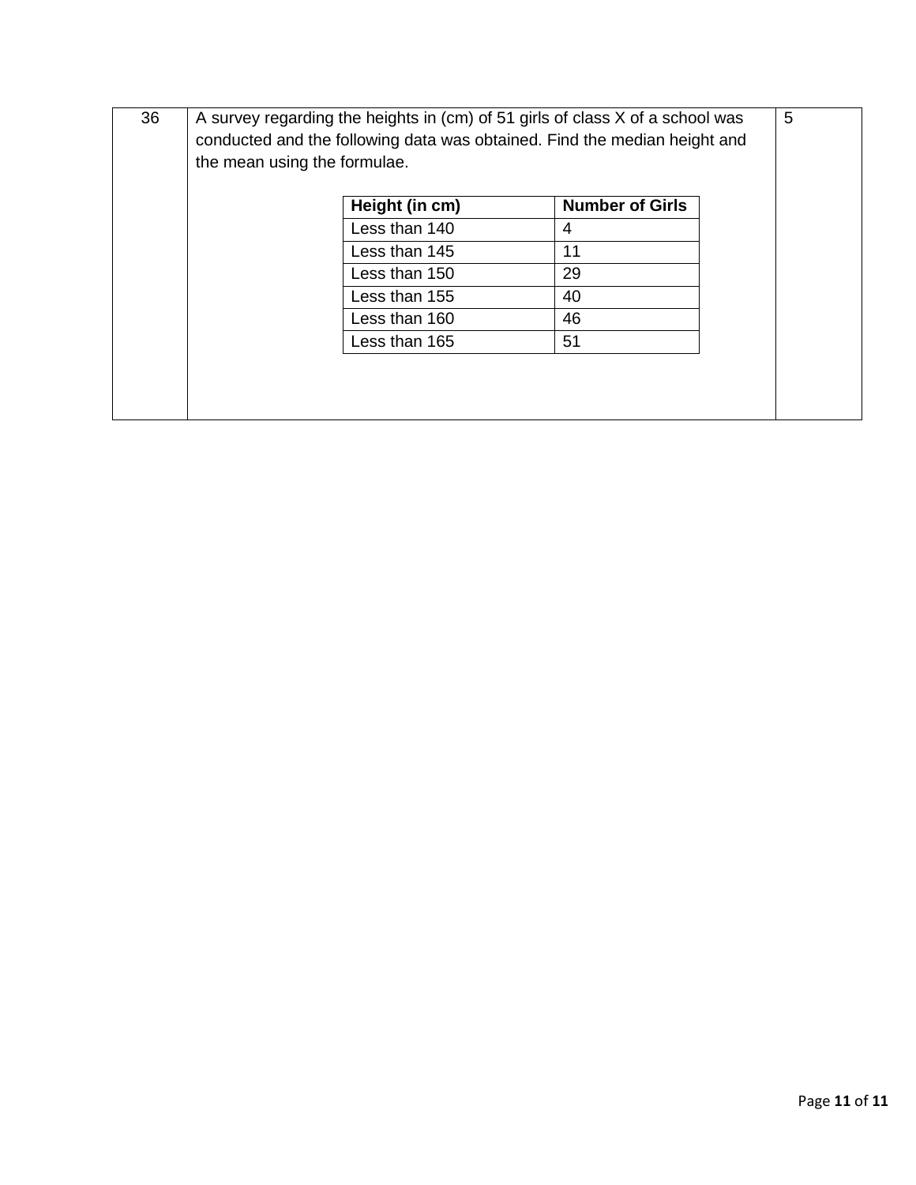| | | |
|---|---|---|
| 36 | A survey regarding the heights in (cm) of 51 girls of class X of a school was conducted and the following data was obtained. Find the median height and the mean using the formulae. | 5 |

| Height (in cm) | Number of Girls |
|---|---|
| Less than 140 | 4 |
| Less than 145 | 11 |
| Less than 150 | 29 |
| Less than 155 | 40 |
| Less than 160 | 46 |
| Less than 165 | 51 |